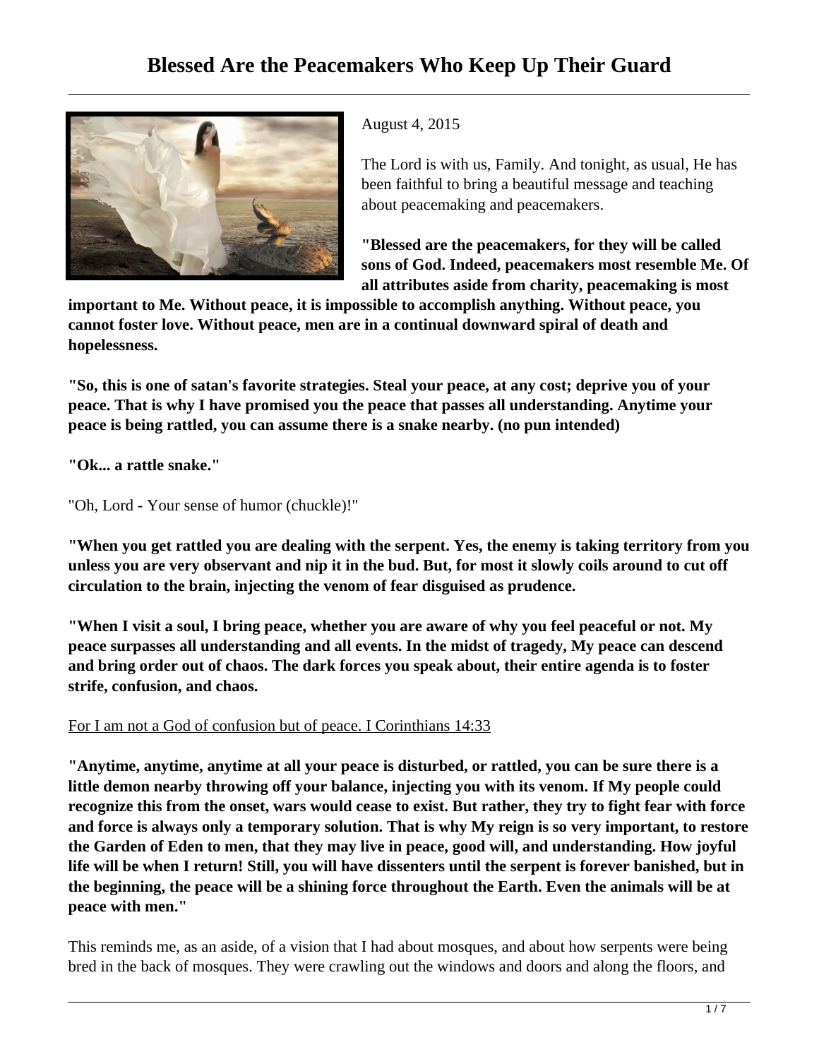# Blessed Are the Peacemakers Who Keep Up Their Guard

August 4, 2015

The Lord is with us, Family. And tonight, as usual, He has been faithful to bring a beautiful message and teaching about peacemaking and peacemakers.

**"Blessed are the peacemakers, for they will be called sons of God. Indeed, peacemakers most resemble Me. Of all attributes aside from charity, peacemaking is most important to Me. Without peace, it is impossible to accomplish anything. Without peace, you cannot foster love. Without peace, men are in a continual downward spiral of death and hopelessness.**

**"So, this is one of satan's favorite strategies. Steal your peace, at any cost; deprive you of your peace. That is why I have promised you the peace that passes all understanding. Anytime your peace is being rattled, you can assume there is a snake nearby. (no pun intended)**

**"Ok... a rattle snake."**

"Oh, Lord - Your sense of humor (chuckle)!"

**"When you get rattled you are dealing with the serpent. Yes, the enemy is taking territory from you unless you are very observant and nip it in the bud. But, for most it slowly coils around to cut off circulation to the brain, injecting the venom of fear disguised as prudence.**

**"When I visit a soul, I bring peace, whether you are aware of why you feel peaceful or not. My peace surpasses all understanding and all events. In the midst of tragedy, My peace can descend and bring order out of chaos. The dark forces you speak about, their entire agenda is to foster strife, confusion, and chaos.**

<u>For I am not a God of confusion but of peace. I Corinthians 14:33</u>

**"Anytime, anytime, anytime at all your peace is disturbed, or rattled, you can be sure there is a little demon nearby throwing off your balance, injecting you with its venom. If My people could recognize this from the onset, wars would cease to exist. But rather, they try to fight fear with force and force is always only a temporary solution. That is why My reign is so very important, to restore the Garden of Eden to men, that they may live in peace, good will, and understanding. How joyful life will be when I return! Still, you will have dissenters until the serpent is forever banished, but in the beginning, the peace will be a shining force throughout the Earth. Even the animals will be at peace with men."**

This reminds me, as an aside, of a vision that I had about mosques, and about how serpents were being bred in the back of mosques. They were crawling out the windows and doors and along the floors, and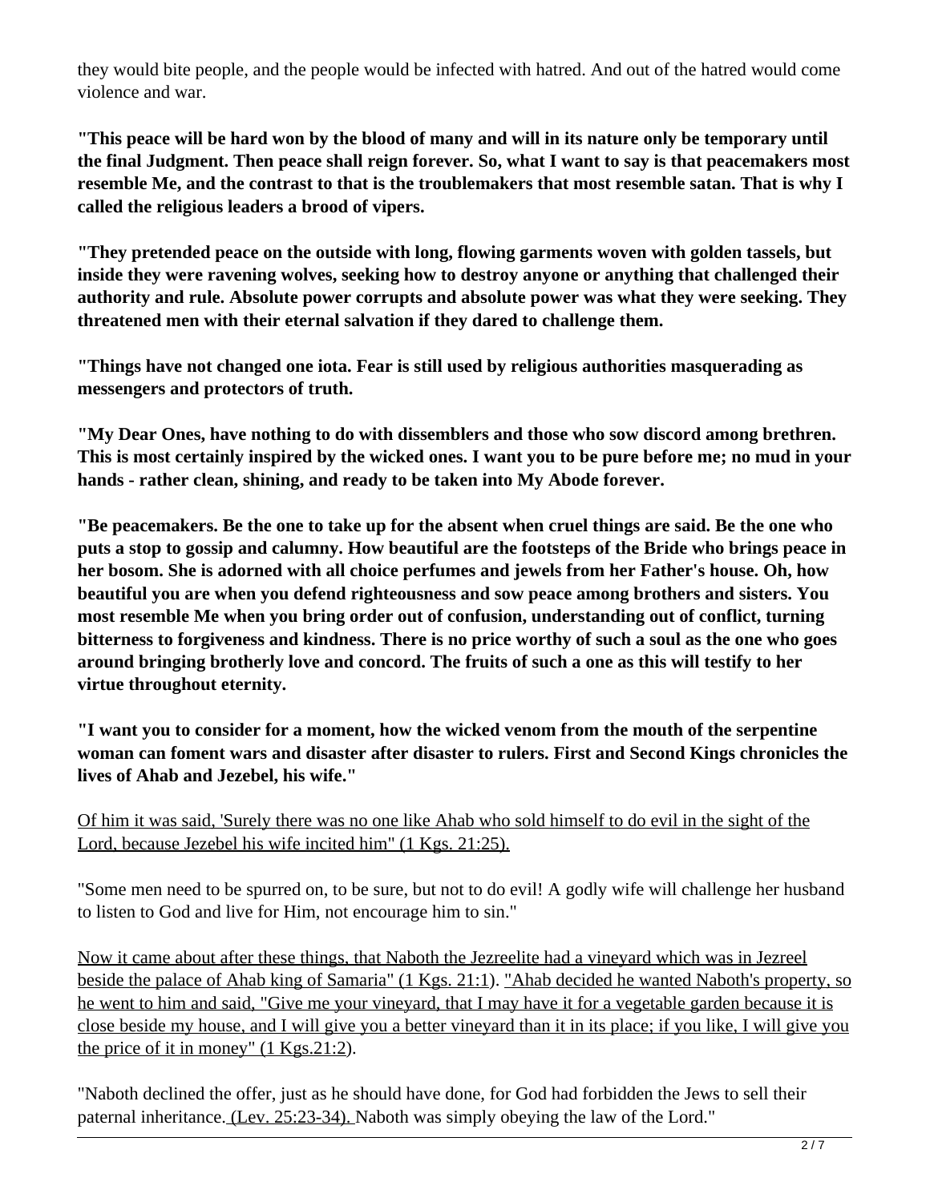they would bite people, and the people would be infected with hatred. And out of the hatred would come violence and war.

**"This peace will be hard won by the blood of many and will in its nature only be temporary until the final Judgment. Then peace shall reign forever. So, what I want to say is that peacemakers most resemble Me, and the contrast to that is the troublemakers that most resemble satan. That is why I called the religious leaders a brood of vipers.**

**"They pretended peace on the outside with long, flowing garments woven with golden tassels, but inside they were ravening wolves, seeking how to destroy anyone or anything that challenged their authority and rule. Absolute power corrupts and absolute power was what they were seeking. They threatened men with their eternal salvation if they dared to challenge them.**

**"Things have not changed one iota. Fear is still used by religious authorities masquerading as messengers and protectors of truth.**

**"My Dear Ones, have nothing to do with dissemblers and those who sow discord among brethren. This is most certainly inspired by the wicked ones. I want you to be pure before me; no mud in your hands - rather clean, shining, and ready to be taken into My Abode forever.**

**"Be peacemakers. Be the one to take up for the absent when cruel things are said. Be the one who puts a stop to gossip and calumny. How beautiful are the footsteps of the Bride who brings peace in her bosom. She is adorned with all choice perfumes and jewels from her Father's house. Oh, how beautiful you are when you defend righteousness and sow peace among brothers and sisters. You most resemble Me when you bring order out of confusion, understanding out of conflict, turning bitterness to forgiveness and kindness. There is no price worthy of such a soul as the one who goes around bringing brotherly love and concord. The fruits of such a one as this will testify to her virtue throughout eternity.**

**"I want you to consider for a moment, how the wicked venom from the mouth of the serpentine woman can foment wars and disaster after disaster to rulers. First and Second Kings chronicles the lives of Ahab and Jezebel, his wife."**

Of him it was said, 'Surely there was no one like Ahab who sold himself to do evil in the sight of the Lord, because Jezebel his wife incited him" (1 Kgs. 21:25).

"Some men need to be spurred on, to be sure, but not to do evil! A godly wife will challenge her husband to listen to God and live for Him, not encourage him to sin."

Now it came about after these things, that Naboth the Jezreelite had a vineyard which was in Jezreel beside the palace of Ahab king of Samaria" (1 Kgs. 21:1). "Ahab decided he wanted Naboth's property, so he went to him and said, "Give me your vineyard, that I may have it for a vegetable garden because it is close beside my house, and I will give you a better vineyard than it in its place; if you like, I will give you the price of it in money" (1 Kgs.21:2).

"Naboth declined the offer, just as he should have done, for God had forbidden the Jews to sell their paternal inheritance. (Lev. 25:23-34). Naboth was simply obeying the law of the Lord."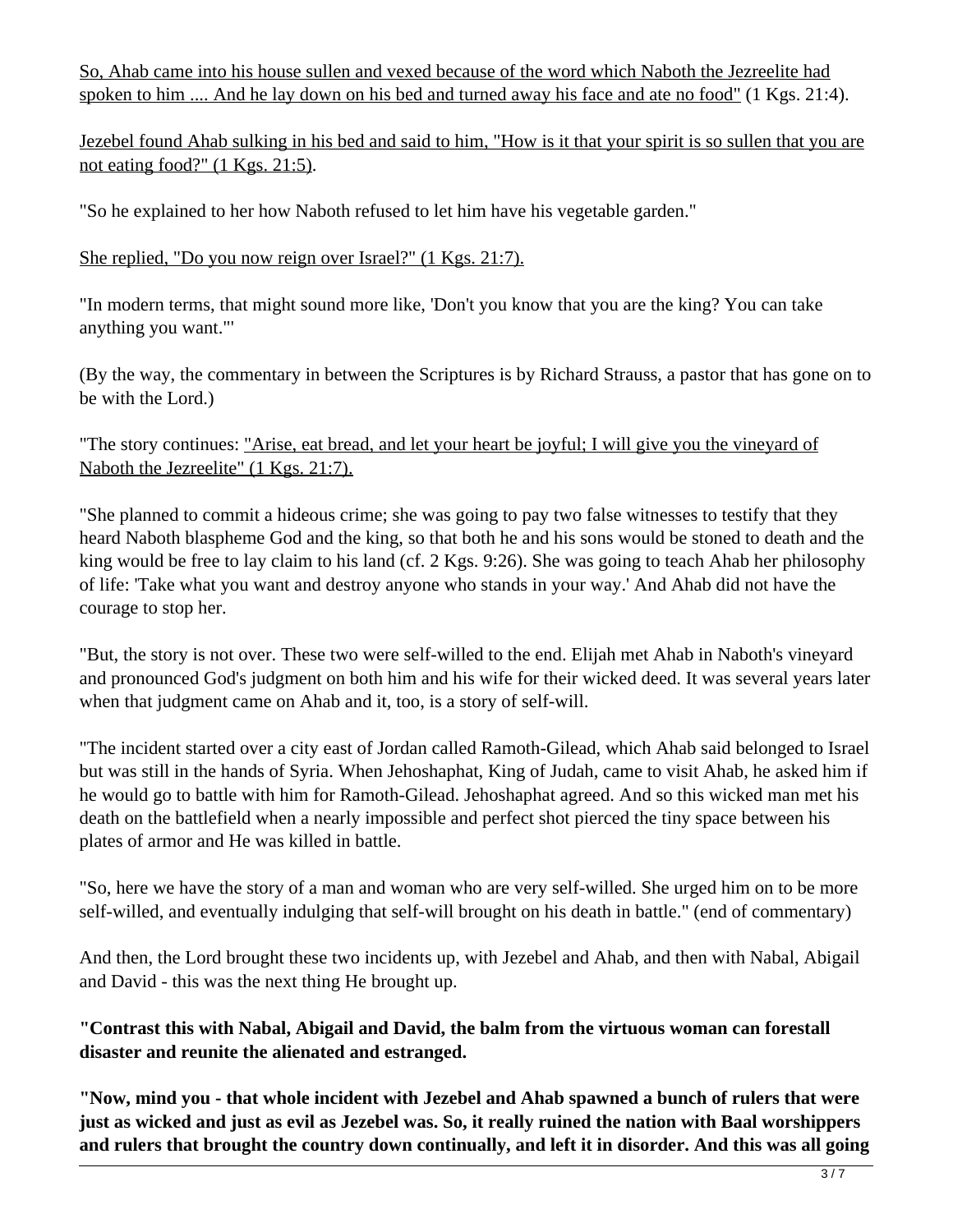So, Ahab came into his house sullen and vexed because of the word which Naboth the Jezreelite had spoken to him .... And he lay down on his bed and turned away his face and ate no food" (1 Kgs. 21:4).

Jezebel found Ahab sulking in his bed and said to him, "How is it that your spirit is so sullen that you are not eating food?" (1 Kgs. 21:5).

"So he explained to her how Naboth refused to let him have his vegetable garden."

She replied, "Do you now reign over Israel?" (1 Kgs. 21:7).

"In modern terms, that might sound more like, 'Don't you know that you are the king? You can take anything you want.'"

(By the way, the commentary in between the Scriptures is by Richard Strauss, a pastor that has gone on to be with the Lord.)

"The story continues: "Arise, eat bread, and let your heart be joyful; I will give you the vineyard of Naboth the Jezreelite" (1 Kgs. 21:7).

"She planned to commit a hideous crime; she was going to pay two false witnesses to testify that they heard Naboth blaspheme God and the king, so that both he and his sons would be stoned to death and the king would be free to lay claim to his land (cf. 2 Kgs. 9:26). She was going to teach Ahab her philosophy of life: 'Take what you want and destroy anyone who stands in your way.' And Ahab did not have the courage to stop her.

"But, the story is not over. These two were self-willed to the end. Elijah met Ahab in Naboth's vineyard and pronounced God's judgment on both him and his wife for their wicked deed. It was several years later when that judgment came on Ahab and it, too, is a story of self-will.

"The incident started over a city east of Jordan called Ramoth-Gilead, which Ahab said belonged to Israel but was still in the hands of Syria. When Jehoshaphat, King of Judah, came to visit Ahab, he asked him if he would go to battle with him for Ramoth-Gilead. Jehoshaphat agreed. And so this wicked man met his death on the battlefield when a nearly impossible and perfect shot pierced the tiny space between his plates of armor and He was killed in battle.

"So, here we have the story of a man and woman who are very self-willed. She urged him on to be more self-willed, and eventually indulging that self-will brought on his death in battle." (end of commentary)

And then, the Lord brought these two incidents up, with Jezebel and Ahab, and then with Nabal, Abigail and David - this was the next thing He brought up.

**"Contrast this with Nabal, Abigail and David, the balm from the virtuous woman can forestall disaster and reunite the alienated and estranged.**

**"Now, mind you - that whole incident with Jezebel and Ahab spawned a bunch of rulers that were just as wicked and just as evil as Jezebel was. So, it really ruined the nation with Baal worshippers and rulers that brought the country down continually, and left it in disorder. And this was all going**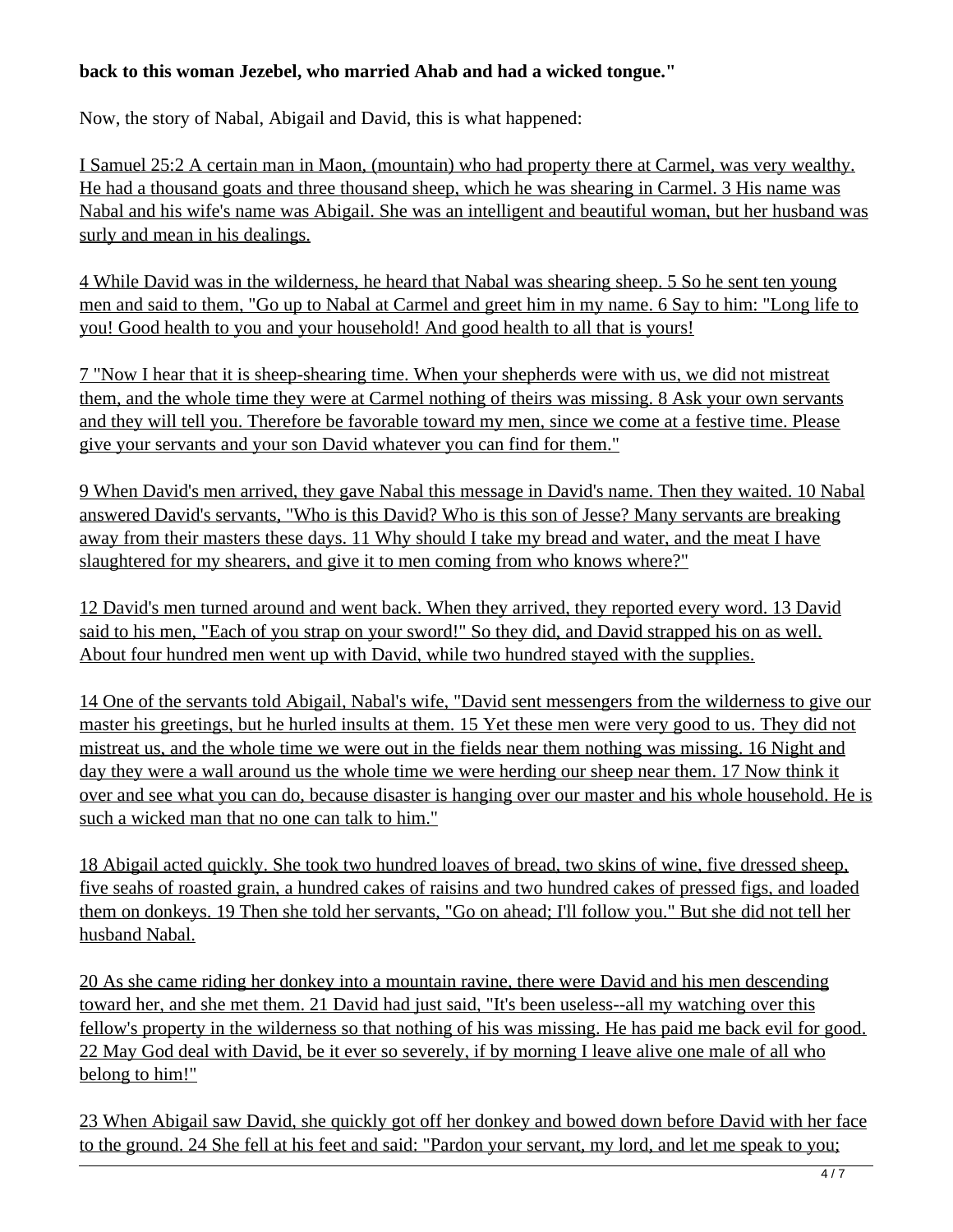**back to this woman Jezebel, who married Ahab and had a wicked tongue."**

Now, the story of Nabal, Abigail and David, this is what happened:

<u>I Samuel 25:2 A certain man in Maon, (mountain) who had property there at Carmel, was very wealthy. He had a thousand goats and three thousand sheep, which he was shearing in Carmel. 3 His name was Nabal and his wife's name was Abigail. She was an intelligent and beautiful woman, but her husband was surly and mean in his dealings.</u>

<u>4 While David was in the wilderness, he heard that Nabal was shearing sheep. 5 So he sent ten young men and said to them, "Go up to Nabal at Carmel and greet him in my name. 6 Say to him: "Long life to you! Good health to you and your household! And good health to all that is yours!</u>

<u>7 "Now I hear that it is sheep-shearing time. When your shepherds were with us, we did not mistreat them, and the whole time they were at Carmel nothing of theirs was missing. 8 Ask your own servants and they will tell you. Therefore be favorable toward my men, since we come at a festive time. Please give your servants and your son David whatever you can find for them."</u>

<u>9 When David's men arrived, they gave Nabal this message in David's name. Then they waited. 10 Nabal answered David's servants, "Who is this David? Who is this son of Jesse? Many servants are breaking away from their masters these days. 11 Why should I take my bread and water, and the meat I have slaughtered for my shearers, and give it to men coming from who knows where?"</u>

<u>12 David's men turned around and went back. When they arrived, they reported every word. 13 David said to his men, "Each of you strap on your sword!" So they did, and David strapped his on as well. About four hundred men went up with David, while two hundred stayed with the supplies.</u>

<u>14 One of the servants told Abigail, Nabal's wife, "David sent messengers from the wilderness to give our master his greetings, but he hurled insults at them. 15 Yet these men were very good to us. They did not mistreat us, and the whole time we were out in the fields near them nothing was missing. 16 Night and day they were a wall around us the whole time we were herding our sheep near them. 17 Now think it over and see what you can do, because disaster is hanging over our master and his whole household. He is such a wicked man that no one can talk to him."</u>

<u>18 Abigail acted quickly. She took two hundred loaves of bread, two skins of wine, five dressed sheep, five seahs of roasted grain, a hundred cakes of raisins and two hundred cakes of pressed figs, and loaded them on donkeys. 19 Then she told her servants, "Go on ahead; I'll follow you." But she did not tell her husband Nabal.</u>

<u>20 As she came riding her donkey into a mountain ravine, there were David and his men descending toward her, and she met them. 21 David had just said, "It's been useless--all my watching over this fellow's property in the wilderness so that nothing of his was missing. He has paid me back evil for good. 22 May God deal with David, be it ever so severely, if by morning I leave alive one male of all who belong to him!"</u>

<u>23 When Abigail saw David, she quickly got off her donkey and bowed down before David with her face to the ground. 24 She fell at his feet and said: "Pardon your servant, my lord, and let me speak to you;</u>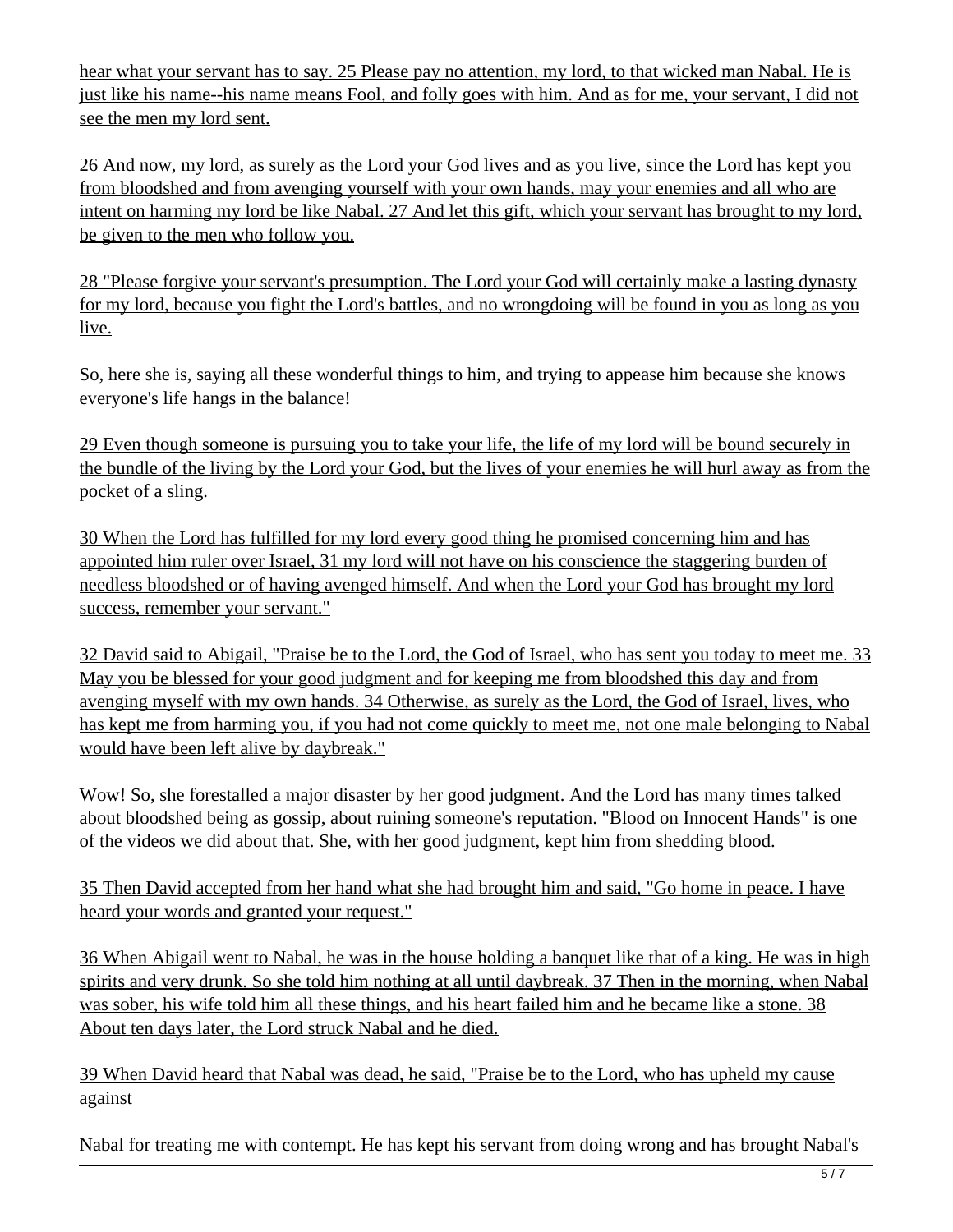hear what your servant has to say. 25 Please pay no attention, my lord, to that wicked man Nabal. He is just like his name--his name means Fool, and folly goes with him. And as for me, your servant, I did not see the men my lord sent.

26 And now, my lord, as surely as the Lord your God lives and as you live, since the Lord has kept you from bloodshed and from avenging yourself with your own hands, may your enemies and all who are intent on harming my lord be like Nabal. 27 And let this gift, which your servant has brought to my lord, be given to the men who follow you.

28 "Please forgive your servant's presumption. The Lord your God will certainly make a lasting dynasty for my lord, because you fight the Lord's battles, and no wrongdoing will be found in you as long as you live.

So, here she is, saying all these wonderful things to him, and trying to appease him because she knows everyone's life hangs in the balance!

29 Even though someone is pursuing you to take your life, the life of my lord will be bound securely in the bundle of the living by the Lord your God, but the lives of your enemies he will hurl away as from the pocket of a sling.

30 When the Lord has fulfilled for my lord every good thing he promised concerning him and has appointed him ruler over Israel, 31 my lord will not have on his conscience the staggering burden of needless bloodshed or of having avenged himself. And when the Lord your God has brought my lord success, remember your servant."

32 David said to Abigail, "Praise be to the Lord, the God of Israel, who has sent you today to meet me. 33 May you be blessed for your good judgment and for keeping me from bloodshed this day and from avenging myself with my own hands. 34 Otherwise, as surely as the Lord, the God of Israel, lives, who has kept me from harming you, if you had not come quickly to meet me, not one male belonging to Nabal would have been left alive by daybreak."

Wow! So, she forestalled a major disaster by her good judgment. And the Lord has many times talked about bloodshed being as gossip, about ruining someone's reputation. "Blood on Innocent Hands" is one of the videos we did about that. She, with her good judgment, kept him from shedding blood.

35 Then David accepted from her hand what she had brought him and said, "Go home in peace. I have heard your words and granted your request."

36 When Abigail went to Nabal, he was in the house holding a banquet like that of a king. He was in high spirits and very drunk. So she told him nothing at all until daybreak. 37 Then in the morning, when Nabal was sober, his wife told him all these things, and his heart failed him and he became like a stone. 38 About ten days later, the Lord struck Nabal and he died.

39 When David heard that Nabal was dead, he said, "Praise be to the Lord, who has upheld my cause against

Nabal for treating me with contempt. He has kept his servant from doing wrong and has brought Nabal's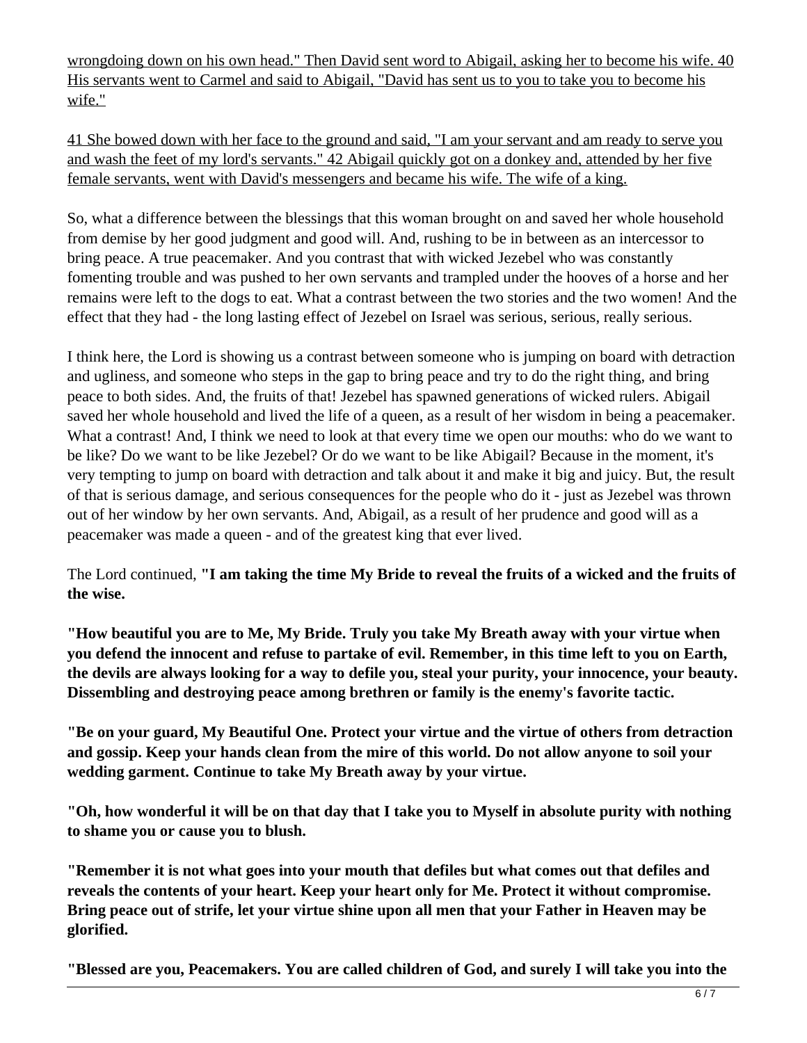<u>wrongdoing down on his own head." Then David sent word to Abigail, asking her to become his wife. 40 His servants went to Carmel and said to Abigail, "David has sent us to you to take you to become his wife."</u>

<u>41 She bowed down with her face to the ground and said, "I am your servant and am ready to serve you and wash the feet of my lord's servants." 42 Abigail quickly got on a donkey and, attended by her five female servants, went with David's messengers and became his wife. The wife of a king.</u>

So, what a difference between the blessings that this woman brought on and saved her whole household from demise by her good judgment and good will. And, rushing to be in between as an intercessor to bring peace. A true peacemaker. And you contrast that with wicked Jezebel who was constantly fomenting trouble and was pushed to her own servants and trampled under the hooves of a horse and her remains were left to the dogs to eat. What a contrast between the two stories and the two women! And the effect that they had - the long lasting effect of Jezebel on Israel was serious, serious, really serious.

I think here, the Lord is showing us a contrast between someone who is jumping on board with detraction and ugliness, and someone who steps in the gap to bring peace and try to do the right thing, and bring peace to both sides. And, the fruits of that! Jezebel has spawned generations of wicked rulers. Abigail saved her whole household and lived the life of a queen, as a result of her wisdom in being a peacemaker. What a contrast! And, I think we need to look at that every time we open our mouths: who do we want to be like? Do we want to be like Jezebel? Or do we want to be like Abigail? Because in the moment, it's very tempting to jump on board with detraction and talk about it and make it big and juicy. But, the result of that is serious damage, and serious consequences for the people who do it - just as Jezebel was thrown out of her window by her own servants. And, Abigail, as a result of her prudence and good will as a peacemaker was made a queen - and of the greatest king that ever lived.

The Lord continued, **"I am taking the time My Bride to reveal the fruits of a wicked and the fruits of the wise.**

**"How beautiful you are to Me, My Bride. Truly you take My Breath away with your virtue when you defend the innocent and refuse to partake of evil. Remember, in this time left to you on Earth, the devils are always looking for a way to defile you, steal your purity, your innocence, your beauty. Dissembling and destroying peace among brethren or family is the enemy's favorite tactic.**

**"Be on your guard, My Beautiful One. Protect your virtue and the virtue of others from detraction and gossip. Keep your hands clean from the mire of this world. Do not allow anyone to soil your wedding garment. Continue to take My Breath away by your virtue.**

**"Oh, how wonderful it will be on that day that I take you to Myself in absolute purity with nothing to shame you or cause you to blush.**

**"Remember it is not what goes into your mouth that defiles but what comes out that defiles and reveals the contents of your heart. Keep your heart only for Me. Protect it without compromise. Bring peace out of strife, let your virtue shine upon all men that your Father in Heaven may be glorified.**

**"Blessed are you, Peacemakers. You are called children of God, and surely I will take you into the**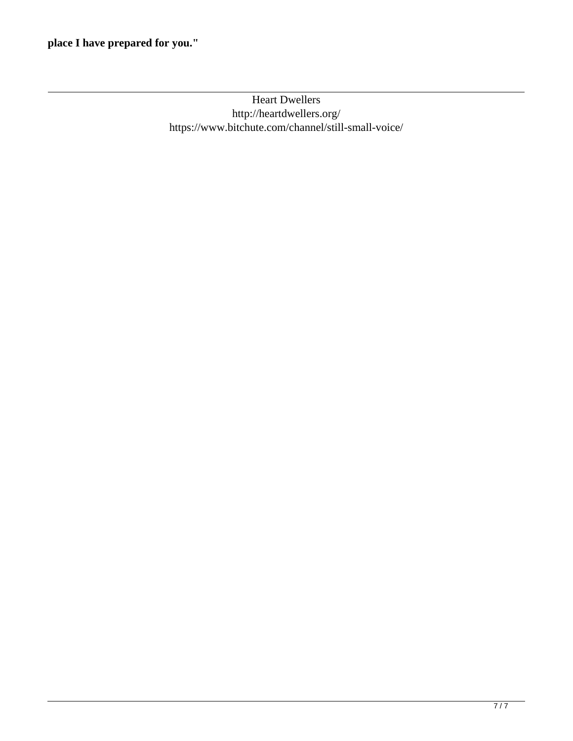**place I have prepared for you."**

---

Heart Dwellers
http://heartdwellers.org/
https://www.bitchute.com/channel/still-small-voice/